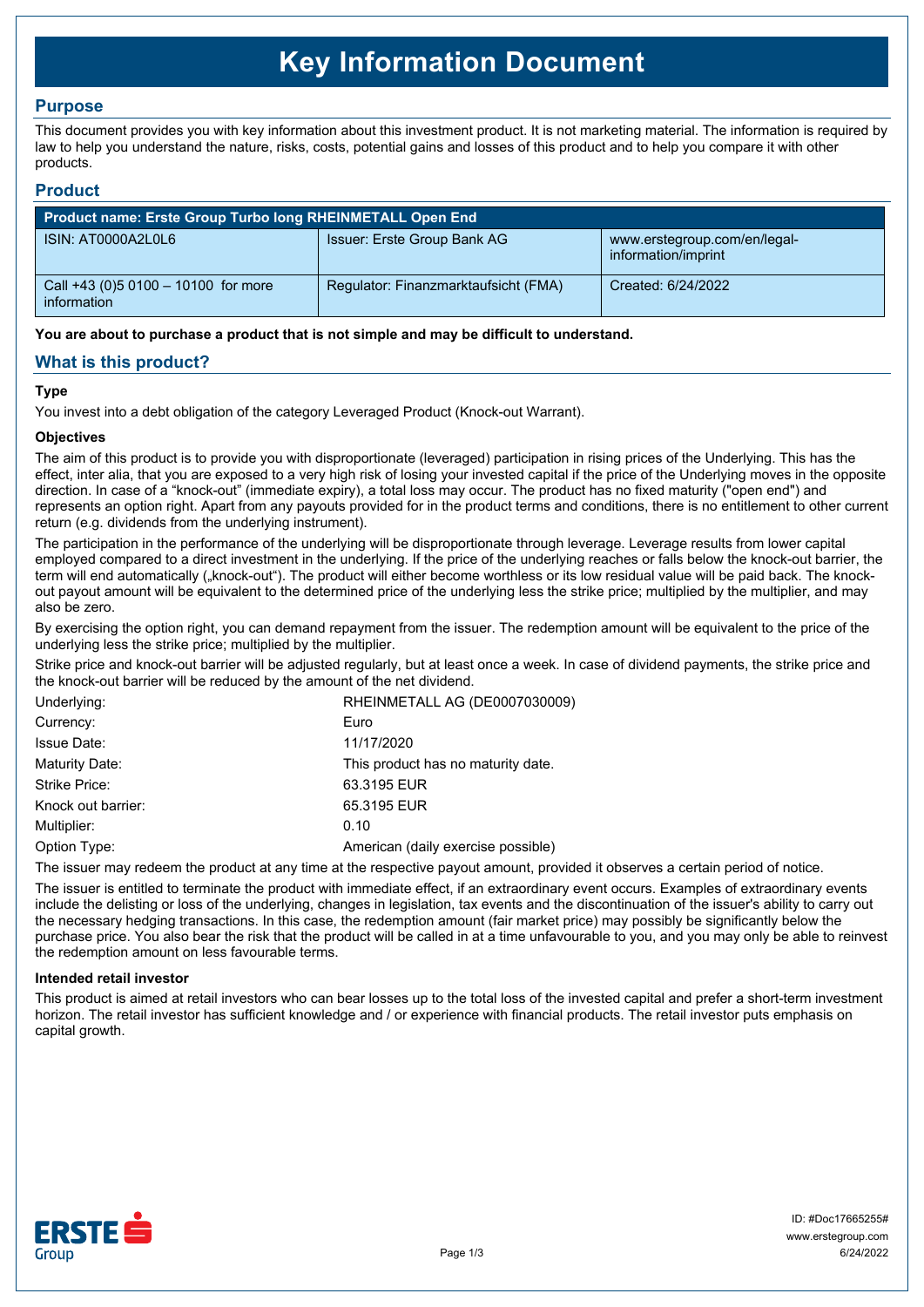# Key Information Document

## Purpose

This document provides you with key information about this investment product. It is not marketing material. The information is required by law to help you understand the nature, risks, costs, potential gains and losses of this product and to help you compare it with other products.

## Product

| Product name: Erste Group Turbo long RHEINMETALL Open End | | |
|---|---|---|
| ISIN: AT0000A2L0L6 | Issuer: Erste Group Bank AG | www.erstegroup.com/en/legal-information/imprint |
| Call +43 (0)5 0100 – 10100 for more information | Regulator: Finanzmarktaufsicht (FMA) | Created: 6/24/2022 |

**You are about to purchase a product that is not simple and may be difficult to understand.**

## What is this product?

### Type

You invest into a debt obligation of the category Leveraged Product (Knock-out Warrant).

### Objectives

The aim of this product is to provide you with disproportionate (leveraged) participation in rising prices of the Underlying. This has the effect, inter alia, that you are exposed to a very high risk of losing your invested capital if the price of the Underlying moves in the opposite direction. In case of a "knock-out" (immediate expiry), a total loss may occur. The product has no fixed maturity ("open end") and represents an option right. Apart from any payouts provided for in the product terms and conditions, there is no entitlement to other current return (e.g. dividends from the underlying instrument).

The participation in the performance of the underlying will be disproportionate through leverage. Leverage results from lower capital employed compared to a direct investment in the underlying. If the price of the underlying reaches or falls below the knock-out barrier, the term will end automatically („knock-out"). The product will either become worthless or its low residual value will be paid back. The knock-out payout amount will be equivalent to the determined price of the underlying less the strike price; multiplied by the multiplier, and may also be zero.

By exercising the option right, you can demand repayment from the issuer. The redemption amount will be equivalent to the price of the underlying less the strike price; multiplied by the multiplier.

Strike price and knock-out barrier will be adjusted regularly, but at least once a week. In case of dividend payments, the strike price and the knock-out barrier will be reduced by the amount of the net dividend.

| | |
|---|---|
| Underlying: | RHEINMETALL AG (DE0007030009) |
| Currency: | Euro |
| Issue Date: | 11/17/2020 |
| Maturity Date: | This product has no maturity date. |
| Strike Price: | 63.3195 EUR |
| Knock out barrier: | 65.3195 EUR |
| Multiplier: | 0.10 |
| Option Type: | American (daily exercise possible) |

The issuer may redeem the product at any time at the respective payout amount, provided it observes a certain period of notice.

The issuer is entitled to terminate the product with immediate effect, if an extraordinary event occurs. Examples of extraordinary events include the delisting or loss of the underlying, changes in legislation, tax events and the discontinuation of the issuer's ability to carry out the necessary hedging transactions. In this case, the redemption amount (fair market price) may possibly be significantly below the purchase price. You also bear the risk that the product will be called in at a time unfavourable to you, and you may only be able to reinvest the redemption amount on less favourable terms.

### Intended retail investor

This product is aimed at retail investors who can bear losses up to the total loss of the invested capital and prefer a short-term investment horizon. The retail investor has sufficient knowledge and / or experience with financial products. The retail investor puts emphasis on capital growth.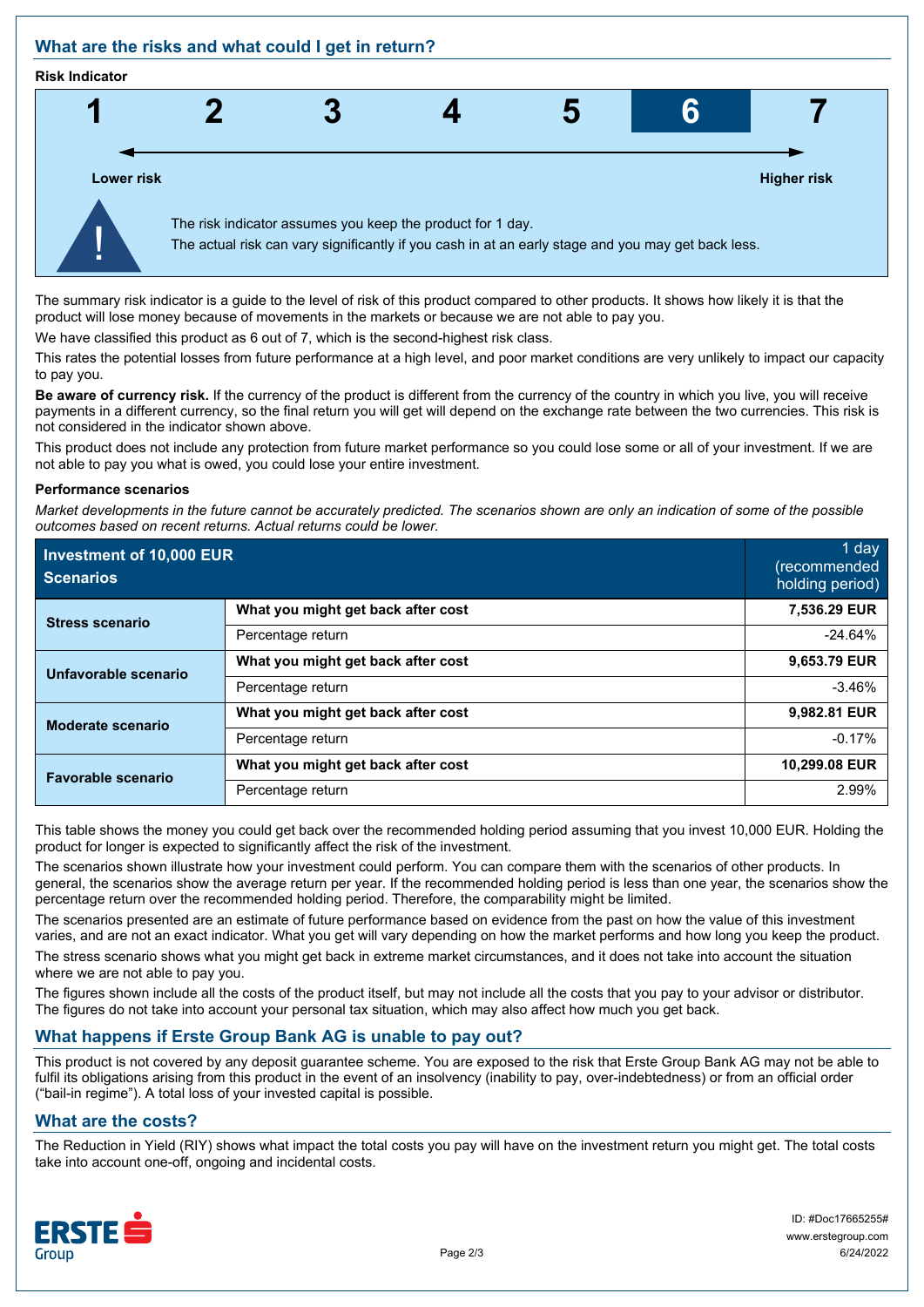## What are the risks and what could I get in return?

**Risk Indicator**

| 1 | 2 | 3 | 4 | 5 | **6** | 7 |
|---|---|---|---|---|---|---|

Lower risk → Higher risk

The risk indicator assumes you keep the product for 1 day.
The actual risk can vary significantly if you cash in at an early stage and you may get back less.

The summary risk indicator is a guide to the level of risk of this product compared to other products. It shows how likely it is that the product will lose money because of movements in the markets or because we are not able to pay you.

We have classified this product as 6 out of 7, which is the second-highest risk class.

This rates the potential losses from future performance at a high level, and poor market conditions are very unlikely to impact our capacity to pay you.

**Be aware of currency risk.** If the currency of the product is different from the currency of the country in which you live, you will receive payments in a different currency, so the final return you will get will depend on the exchange rate between the two currencies. This risk is not considered in the indicator shown above.

This product does not include any protection from future market performance so you could lose some or all of your investment. If we are not able to pay you what is owed, you could lose your entire investment.

**Performance scenarios**

*Market developments in the future cannot be accurately predicted. The scenarios shown are only an indication of some of the possible outcomes based on recent returns. Actual returns could be lower.*

| Investment of 10,000 EUR Scenarios | | 1 day (recommended holding period) |
|---|---|---|
| **Stress scenario** | **What you might get back after cost** | **7,536.29 EUR** |
| | Percentage return | -24.64% |
| **Unfavorable scenario** | **What you might get back after cost** | **9,653.79 EUR** |
| | Percentage return | -3.46% |
| **Moderate scenario** | **What you might get back after cost** | **9,982.81 EUR** |
| | Percentage return | -0.17% |
| **Favorable scenario** | **What you might get back after cost** | **10,299.08 EUR** |
| | Percentage return | 2.99% |

This table shows the money you could get back over the recommended holding period assuming that you invest 10,000 EUR. Holding the product for longer is expected to significantly affect the risk of the investment.

The scenarios shown illustrate how your investment could perform. You can compare them with the scenarios of other products. In general, the scenarios show the average return per year. If the recommended holding period is less than one year, the scenarios show the percentage return over the recommended holding period. Therefore, the comparability might be limited.

The scenarios presented are an estimate of future performance based on evidence from the past on how the value of this investment varies, and are not an exact indicator. What you get will vary depending on how the market performs and how long you keep the product.

The stress scenario shows what you might get back in extreme market circumstances, and it does not take into account the situation where we are not able to pay you.

The figures shown include all the costs of the product itself, but may not include all the costs that you pay to your advisor or distributor. The figures do not take into account your personal tax situation, which may also affect how much you get back.

## What happens if Erste Group Bank AG is unable to pay out?

This product is not covered by any deposit guarantee scheme. You are exposed to the risk that Erste Group Bank AG may not be able to fulfil its obligations arising from this product in the event of an insolvency (inability to pay, over-indebtedness) or from an official order ("bail-in regime"). A total loss of your invested capital is possible.

## What are the costs?

The Reduction in Yield (RIY) shows what impact the total costs you pay will have on the investment return you might get. The total costs take into account one-off, ongoing and incidental costs.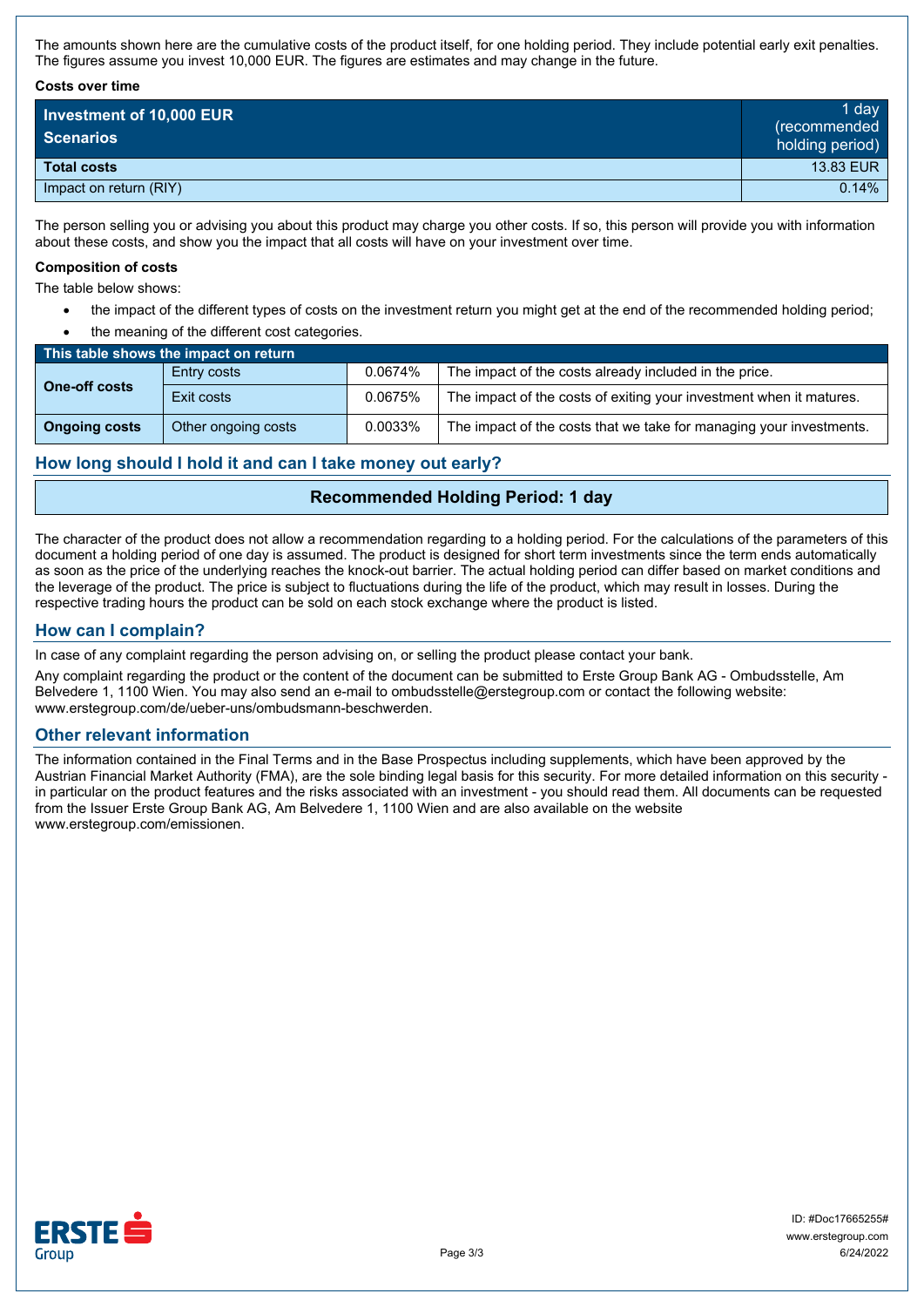The amounts shown here are the cumulative costs of the product itself, for one holding period. They include potential early exit penalties. The figures assume you invest 10,000 EUR. The figures are estimates and may change in the future.

**Costs over time**

| Investment of 10,000 EUR<br>Scenarios | 1 day (recommended holding period) |
|---|---|
| **Total costs** | 13.83 EUR |
| Impact on return (RIY) | 0.14% |

The person selling you or advising you about this product may charge you other costs. If so, this person will provide you with information about these costs, and show you the impact that all costs will have on your investment over time.

**Composition of costs**

The table below shows:

- the impact of the different types of costs on the investment return you might get at the end of the recommended holding period;
- the meaning of the different cost categories.

| This table shows the impact on return | | | |
|---|---|---|---|
| **One-off costs** | Entry costs | 0.0674% | The impact of the costs already included in the price. |
| | Exit costs | 0.0675% | The impact of the costs of exiting your investment when it matures. |
| **Ongoing costs** | Other ongoing costs | 0.0033% | The impact of the costs that we take for managing your investments. |

## How long should I hold it and can I take money out early?

**Recommended Holding Period: 1 day**

The character of the product does not allow a recommendation regarding to a holding period. For the calculations of the parameters of this document a holding period of one day is assumed. The product is designed for short term investments since the term ends automatically as soon as the price of the underlying reaches the knock-out barrier. The actual holding period can differ based on market conditions and the leverage of the product. The price is subject to fluctuations during the life of the product, which may result in losses. During the respective trading hours the product can be sold on each stock exchange where the product is listed.

## How can I complain?

In case of any complaint regarding the person advising on, or selling the product please contact your bank.

Any complaint regarding the product or the content of the document can be submitted to Erste Group Bank AG - Ombudsstelle, Am Belvedere 1, 1100 Wien. You may also send an e-mail to ombudsstelle@erstegroup.com or contact the following website: www.erstegroup.com/de/ueber-uns/ombudsmann-beschwerden.

## Other relevant information

The information contained in the Final Terms and in the Base Prospectus including supplements, which have been approved by the Austrian Financial Market Authority (FMA), are the sole binding legal basis for this security. For more detailed information on this security - in particular on the product features and the risks associated with an investment - you should read them. All documents can be requested from the Issuer Erste Group Bank AG, Am Belvedere 1, 1100 Wien and are also available on the website www.erstegroup.com/emissionen.

ID: #Doc17665255#
www.erstegroup.com
6/24/2022